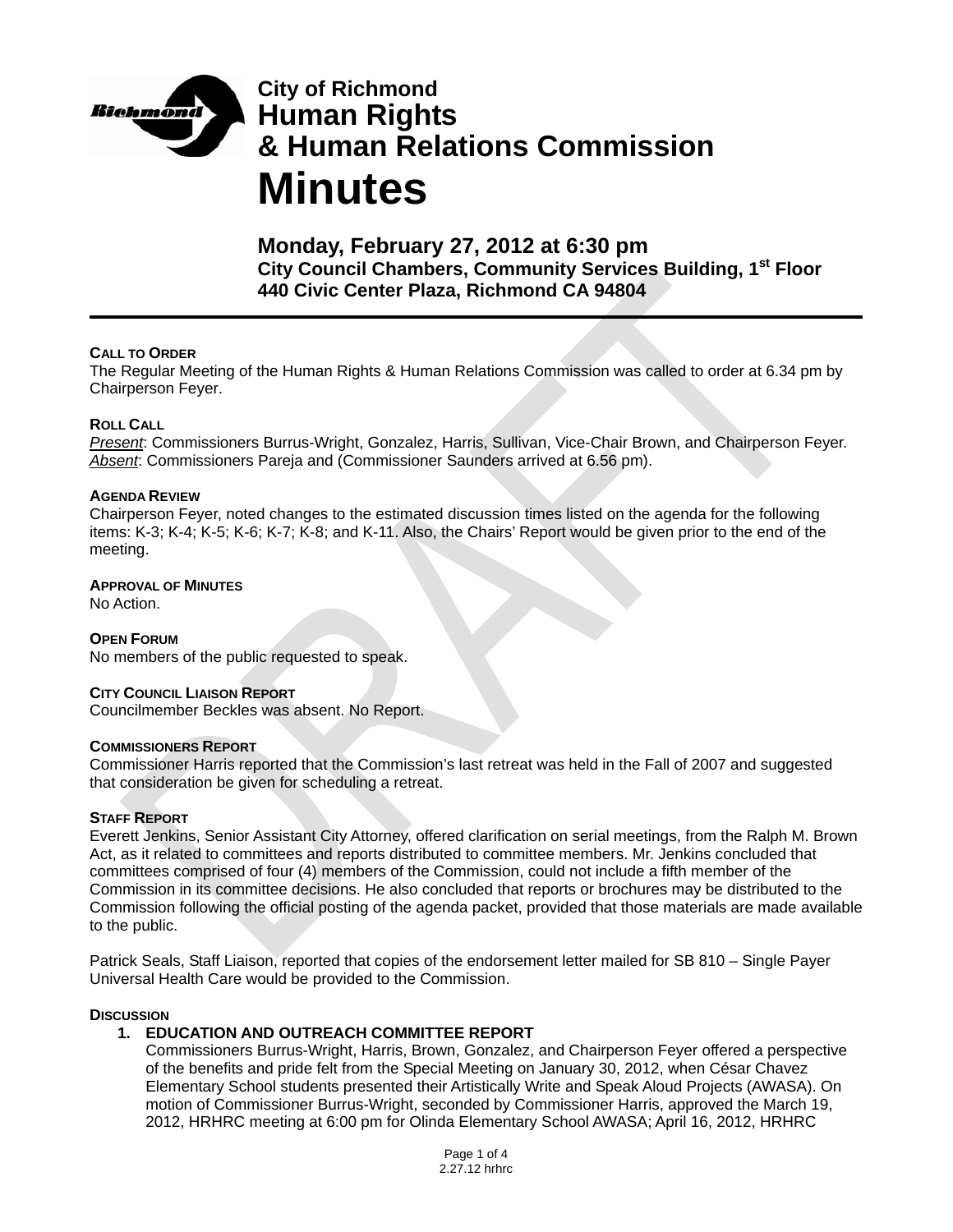# City of Richmond
# Human Rights & Human Relations Commission
# Minutes

## Monday, February 27, 2012 at 6:30 pm

**City Council Chambers, Community Services Building, 1st Floor**
**440 Civic Center Plaza, Richmond CA 94804**

---

**CALL TO ORDER**
The Regular Meeting of the Human Rights & Human Relations Commission was called to order at 6.34 pm by Chairperson Feyer.

**ROLL CALL**
*Present*: Commissioners Burrus-Wright, Gonzalez, Harris, Sullivan, Vice-Chair Brown, and Chairperson Feyer.
*Absent*: Commissioners Pareja and (Commissioner Saunders arrived at 6.56 pm).

**AGENDA REVIEW**
Chairperson Feyer, noted changes to the estimated discussion times listed on the agenda for the following items: K-3; K-4; K-5; K-6; K-7; K-8; and K-11. Also, the Chairs' Report would be given prior to the end of the meeting.

**APPROVAL OF MINUTES**
No Action.

**OPEN FORUM**
No members of the public requested to speak.

**CITY COUNCIL LIAISON REPORT**
Councilmember Beckles was absent. No Report.

**COMMISSIONERS REPORT**
Commissioner Harris reported that the Commission's last retreat was held in the Fall of 2007 and suggested that consideration be given for scheduling a retreat.

**STAFF REPORT**
Everett Jenkins, Senior Assistant City Attorney, offered clarification on serial meetings, from the Ralph M. Brown Act, as it related to committees and reports distributed to committee members. Mr. Jenkins concluded that committees comprised of four (4) members of the Commission, could not include a fifth member of the Commission in its committee decisions. He also concluded that reports or brochures may be distributed to the Commission following the official posting of the agenda packet, provided that those materials are made available to the public.

Patrick Seals, Staff Liaison, reported that copies of the endorsement letter mailed for SB 810 – Single Payer Universal Health Care would be provided to the Commission.

**DISCUSSION**

1. **EDUCATION AND OUTREACH COMMITTEE REPORT**
   Commissioners Burrus-Wright, Harris, Brown, Gonzalez, and Chairperson Feyer offered a perspective of the benefits and pride felt from the Special Meeting on January 30, 2012, when César Chavez Elementary School students presented their Artistically Write and Speak Aloud Projects (AWASA). On motion of Commissioner Burrus-Wright, seconded by Commissioner Harris, approved the March 19, 2012, HRHRC meeting at 6:00 pm for Olinda Elementary School AWASA; April 16, 2012, HRHRC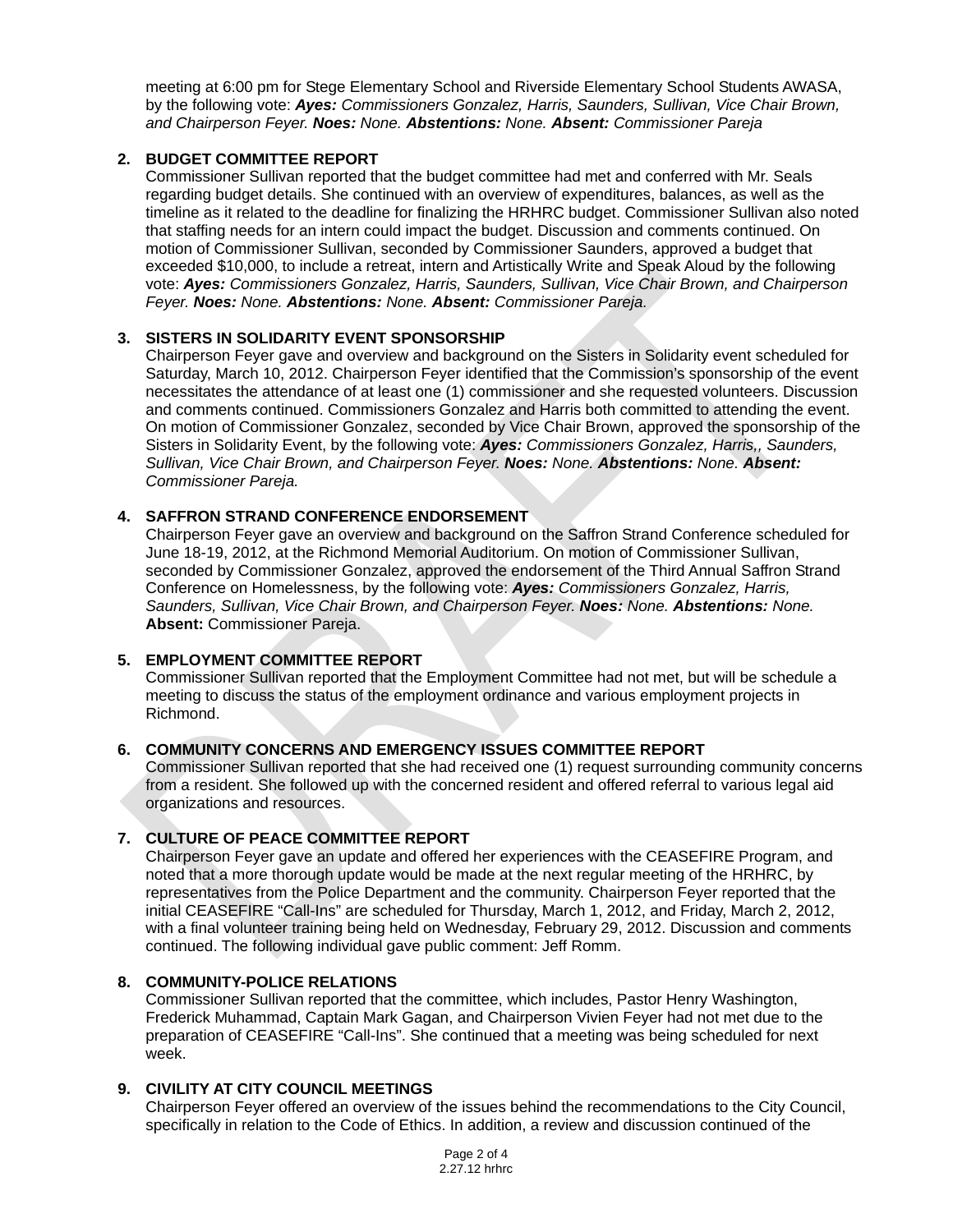meeting at 6:00 pm for Stege Elementary School and Riverside Elementary School Students AWASA, by the following vote: ***Ayes:*** *Commissioners Gonzalez, Harris, Saunders, Sullivan, Vice Chair Brown, and Chairperson Feyer.* ***Noes:*** *None.* ***Abstentions:*** *None.* ***Absent:*** *Commissioner Pareja*

**2. BUDGET COMMITTEE REPORT**

Commissioner Sullivan reported that the budget committee had met and conferred with Mr. Seals regarding budget details. She continued with an overview of expenditures, balances, as well as the timeline as it related to the deadline for finalizing the HRHRC budget. Commissioner Sullivan also noted that staffing needs for an intern could impact the budget. Discussion and comments continued. On motion of Commissioner Sullivan, seconded by Commissioner Saunders, approved a budget that exceeded $10,000, to include a retreat, intern and Artistically Write and Speak Aloud by the following vote: ***Ayes:*** *Commissioners Gonzalez, Harris, Saunders, Sullivan, Vice Chair Brown, and Chairperson Feyer.* ***Noes:*** *None.* ***Abstentions:*** *None.* ***Absent:*** *Commissioner Pareja.*

**3. SISTERS IN SOLIDARITY EVENT SPONSORSHIP**

Chairperson Feyer gave and overview and background on the Sisters in Solidarity event scheduled for Saturday, March 10, 2012. Chairperson Feyer identified that the Commission's sponsorship of the event necessitates the attendance of at least one (1) commissioner and she requested volunteers. Discussion and comments continued. Commissioners Gonzalez and Harris both committed to attending the event. On motion of Commissioner Gonzalez, seconded by Vice Chair Brown, approved the sponsorship of the Sisters in Solidarity Event, by the following vote: ***Ayes:*** *Commissioners Gonzalez, Harris,, Saunders, Sullivan, Vice Chair Brown, and Chairperson Feyer.* ***Noes:*** *None.* ***Abstentions:*** *None.* ***Absent:*** *Commissioner Pareja.*

**4. SAFFRON STRAND CONFERENCE ENDORSEMENT**

Chairperson Feyer gave an overview and background on the Saffron Strand Conference scheduled for June 18-19, 2012, at the Richmond Memorial Auditorium. On motion of Commissioner Sullivan, seconded by Commissioner Gonzalez, approved the endorsement of the Third Annual Saffron Strand Conference on Homelessness, by the following vote: ***Ayes:*** *Commissioners Gonzalez, Harris, Saunders, Sullivan, Vice Chair Brown, and Chairperson Feyer.* ***Noes:*** *None.* ***Abstentions:*** *None.* **Absent:** Commissioner Pareja.

**5. EMPLOYMENT COMMITTEE REPORT**

Commissioner Sullivan reported that the Employment Committee had not met, but will be schedule a meeting to discuss the status of the employment ordinance and various employment projects in Richmond.

**6. COMMUNITY CONCERNS AND EMERGENCY ISSUES COMMITTEE REPORT**

Commissioner Sullivan reported that she had received one (1) request surrounding community concerns from a resident. She followed up with the concerned resident and offered referral to various legal aid organizations and resources.

**7. CULTURE OF PEACE COMMITTEE REPORT**

Chairperson Feyer gave an update and offered her experiences with the CEASEFIRE Program, and noted that a more thorough update would be made at the next regular meeting of the HRHRC, by representatives from the Police Department and the community. Chairperson Feyer reported that the initial CEASEFIRE "Call-Ins" are scheduled for Thursday, March 1, 2012, and Friday, March 2, 2012, with a final volunteer training being held on Wednesday, February 29, 2012. Discussion and comments continued. The following individual gave public comment: Jeff Romm.

**8. COMMUNITY-POLICE RELATIONS**

Commissioner Sullivan reported that the committee, which includes, Pastor Henry Washington, Frederick Muhammad, Captain Mark Gagan, and Chairperson Vivien Feyer had not met due to the preparation of CEASEFIRE "Call-Ins". She continued that a meeting was being scheduled for next week.

**9. CIVILITY AT CITY COUNCIL MEETINGS**

Chairperson Feyer offered an overview of the issues behind the recommendations to the City Council, specifically in relation to the Code of Ethics. In addition, a review and discussion continued of the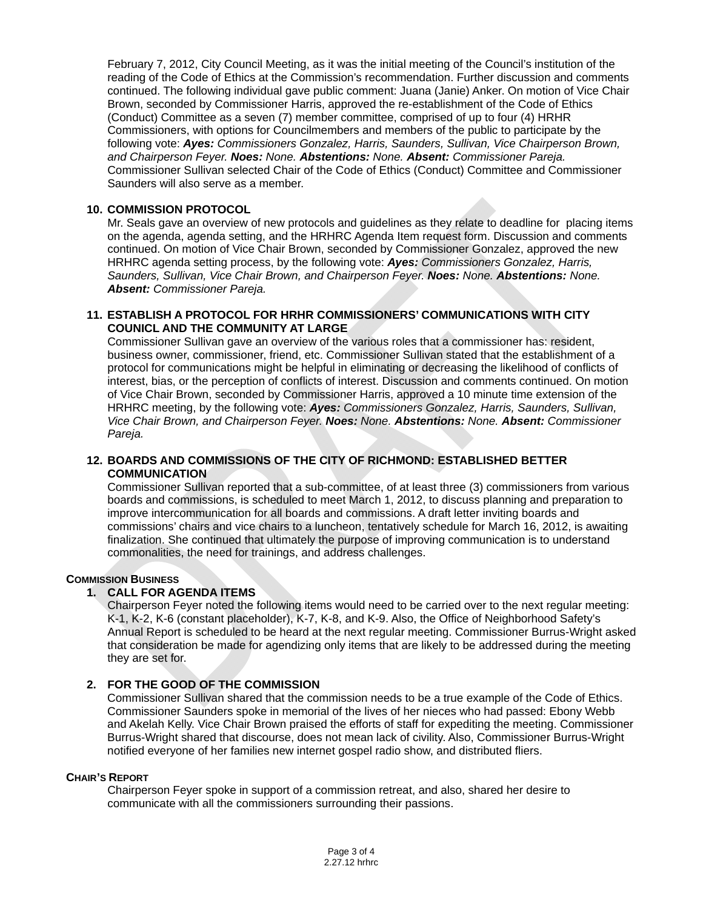February 7, 2012, City Council Meeting, as it was the initial meeting of the Council's institution of the reading of the Code of Ethics at the Commission's recommendation. Further discussion and comments continued. The following individual gave public comment: Juana (Janie) Anker. On motion of Vice Chair Brown, seconded by Commissioner Harris, approved the re-establishment of the Code of Ethics (Conduct) Committee as a seven (7) member committee, comprised of up to four (4) HRHR Commissioners, with options for Councilmembers and members of the public to participate by the following vote: ***Ayes:*** *Commissioners Gonzalez, Harris, Saunders, Sullivan, Vice Chairperson Brown, and Chairperson Feyer.* ***Noes:*** *None.* ***Abstentions:*** *None.* ***Absent:*** *Commissioner Pareja.* Commissioner Sullivan selected Chair of the Code of Ethics (Conduct) Committee and Commissioner Saunders will also serve as a member.

**10. COMMISSION PROTOCOL**

Mr. Seals gave an overview of new protocols and guidelines as they relate to deadline for placing items on the agenda, agenda setting, and the HRHRC Agenda Item request form. Discussion and comments continued. On motion of Vice Chair Brown, seconded by Commissioner Gonzalez, approved the new HRHRC agenda setting process, by the following vote: ***Ayes:*** *Commissioners Gonzalez, Harris, Saunders, Sullivan, Vice Chair Brown, and Chairperson Feyer.* ***Noes:*** *None.* ***Abstentions:*** *None.* ***Absent:*** *Commissioner Pareja.*

**11. ESTABLISH A PROTOCOL FOR HRHR COMMISSIONERS' COMMUNICATIONS WITH CITY COUNICL AND THE COMMUNITY AT LARGE**

Commissioner Sullivan gave an overview of the various roles that a commissioner has: resident, business owner, commissioner, friend, etc. Commissioner Sullivan stated that the establishment of a protocol for communications might be helpful in eliminating or decreasing the likelihood of conflicts of interest, bias, or the perception of conflicts of interest. Discussion and comments continued. On motion of Vice Chair Brown, seconded by Commissioner Harris, approved a 10 minute time extension of the HRHRC meeting, by the following vote: ***Ayes:*** *Commissioners Gonzalez, Harris, Saunders, Sullivan, Vice Chair Brown, and Chairperson Feyer.* ***Noes:*** *None.* ***Abstentions:*** *None.* ***Absent:*** *Commissioner Pareja.*

**12. BOARDS AND COMMISSIONS OF THE CITY OF RICHMOND: ESTABLISHED BETTER COMMUNICATION**

Commissioner Sullivan reported that a sub-committee, of at least three (3) commissioners from various boards and commissions, is scheduled to meet March 1, 2012, to discuss planning and preparation to improve intercommunication for all boards and commissions. A draft letter inviting boards and commissions' chairs and vice chairs to a luncheon, tentatively schedule for March 16, 2012, is awaiting finalization. She continued that ultimately the purpose of improving communication is to understand commonalities, the need for trainings, and address challenges.

**COMMISSION BUSINESS**

**1. CALL FOR AGENDA ITEMS**

Chairperson Feyer noted the following items would need to be carried over to the next regular meeting: K-1, K-2, K-6 (constant placeholder), K-7, K-8, and K-9. Also, the Office of Neighborhood Safety's Annual Report is scheduled to be heard at the next regular meeting. Commissioner Burrus-Wright asked that consideration be made for agendizing only items that are likely to be addressed during the meeting they are set for.

**2. FOR THE GOOD OF THE COMMISSION**

Commissioner Sullivan shared that the commission needs to be a true example of the Code of Ethics. Commissioner Saunders spoke in memorial of the lives of her nieces who had passed: Ebony Webb and Akelah Kelly. Vice Chair Brown praised the efforts of staff for expediting the meeting. Commissioner Burrus-Wright shared that discourse, does not mean lack of civility. Also, Commissioner Burrus-Wright notified everyone of her families new internet gospel radio show, and distributed fliers.

**CHAIR'S REPORT**

Chairperson Feyer spoke in support of a commission retreat, and also, shared her desire to communicate with all the commissioners surrounding their passions.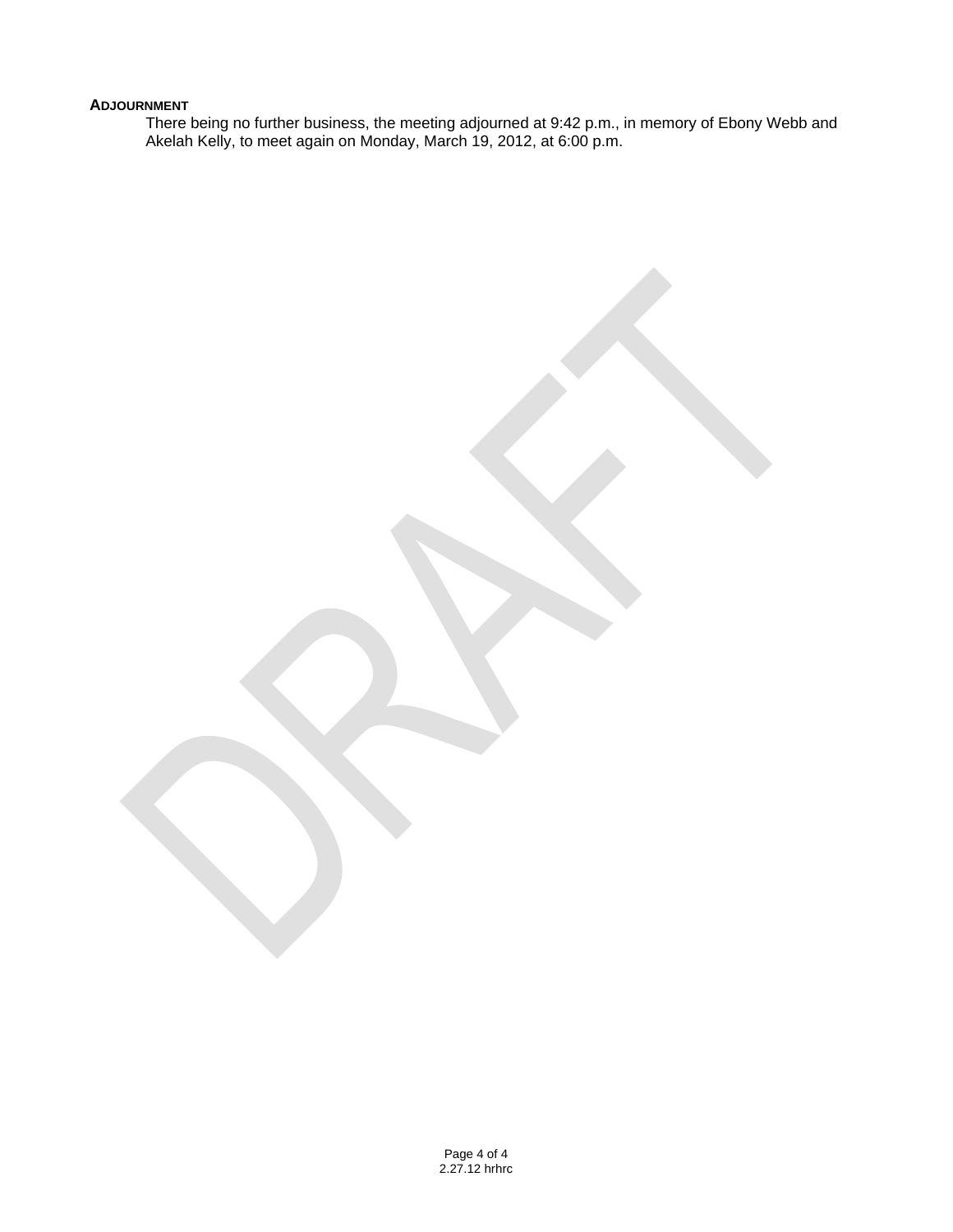**ADJOURNMENT**

There being no further business, the meeting adjourned at 9:42 p.m., in memory of Ebony Webb and Akelah Kelly, to meet again on Monday, March 19, 2012, at 6:00 p.m.

DRAFT